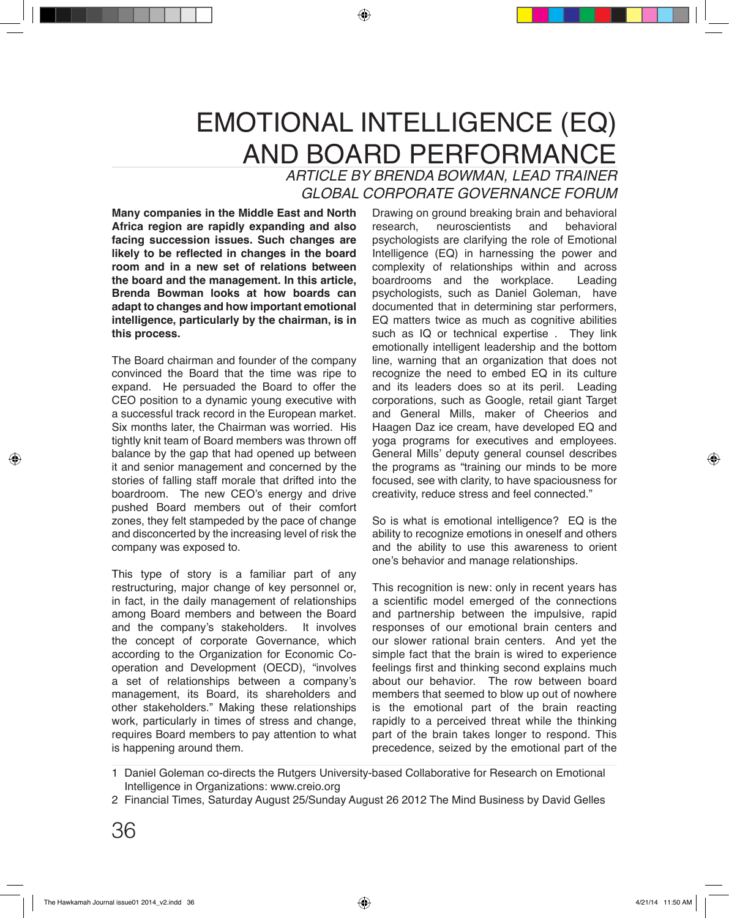# EMOTIONAL INTELLIGENCE (EQ) AND BOARD PERFORMANCE

*ARTICLE BY BRENDA BOWMAN, LEAD TRAINER GLOBAL CORPORATE GOVERNANCE FORUM*

**Many companies in the Middle East and North Africa region are rapidly expanding and also facing succession issues. Such changes are likely to be reflected in changes in the board room and in a new set of relations between the board and the management. In this article, Brenda Bowman looks at how boards can adapt to changes and how important emotional intelligence, particularly by the chairman, is in this process.**

The Board chairman and founder of the company convinced the Board that the time was ripe to expand. He persuaded the Board to offer the CEO position to a dynamic young executive with a successful track record in the European market. Six months later, the Chairman was worried. His tightly knit team of Board members was thrown off balance by the gap that had opened up between it and senior management and concerned by the stories of falling staff morale that drifted into the boardroom. The new CEO's energy and drive pushed Board members out of their comfort zones, they felt stampeded by the pace of change and disconcerted by the increasing level of risk the company was exposed to.

This type of story is a familiar part of any restructuring, major change of key personnel or, in fact, in the daily management of relationships among Board members and between the Board and the company's stakeholders. It involves the concept of corporate Governance, which according to the Organization for Economic Co-operation and Development (OECD), "involves a set of relationships between a company's management, its Board, its shareholders and other stakeholders." Making these relationships work, particularly in times of stress and change, requires Board members to pay attention to what is happening around them.

Drawing on ground breaking brain and behavioral research, neuroscientists and behavioral psychologists are clarifying the role of Emotional Intelligence (EQ) in harnessing the power and complexity of relationships within and across boardrooms and the workplace. Leading psychologists, such as Daniel Goleman, have documented that in determining star performers, EQ matters twice as much as cognitive abilities such as IQ or technical expertise . They link emotionally intelligent leadership and the bottom line, warning that an organization that does not recognize the need to embed EQ in its culture and its leaders does so at its peril. Leading corporations, such as Google, retail giant Target and General Mills, maker of Cheerios and Haagen Daz ice cream, have developed EQ and yoga programs for executives and employees. General Mills' deputy general counsel describes the programs as "training our minds to be more focused, see with clarity, to have spaciousness for creativity, reduce stress and feel connected."

So is what is emotional intelligence? EQ is the ability to recognize emotions in oneself and others and the ability to use this awareness to orient one's behavior and manage relationships.

This recognition is new: only in recent years has a scientific model emerged of the connections and partnership between the impulsive, rapid responses of our emotional brain centers and our slower rational brain centers. And yet the simple fact that the brain is wired to experience feelings first and thinking second explains much about our behavior. The row between board members that seemed to blow up out of nowhere is the emotional part of the brain reacting rapidly to a perceived threat while the thinking part of the brain takes longer to respond. This precedence, seized by the emotional part of the

---

1 Daniel Goleman co-directs the Rutgers University-based Collaborative for Research on Emotional Intelligence in Organizations: www.creio.org

2 Financial Times, Saturday August 25/Sunday August 26 2012 The Mind Business by David Gelles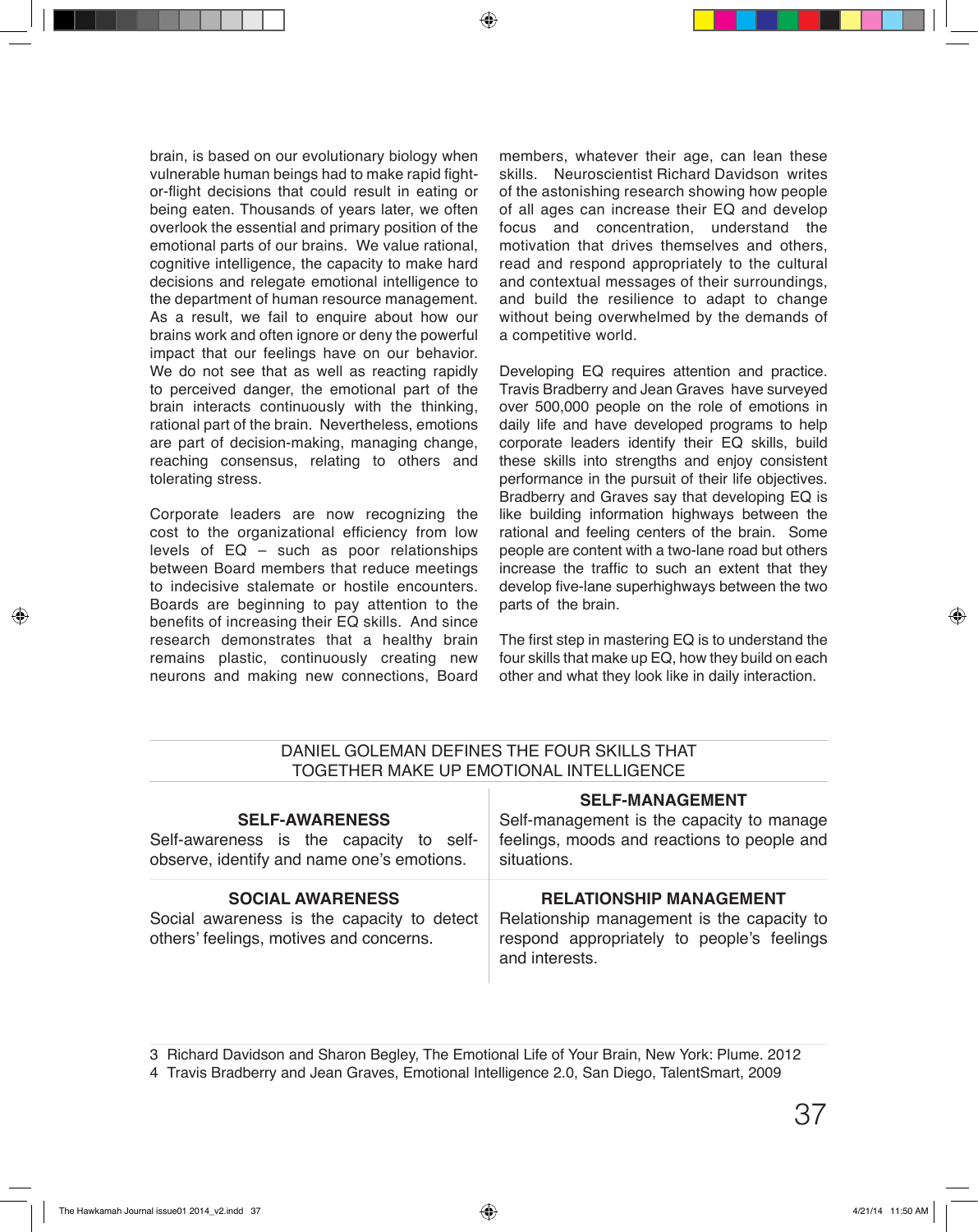brain, is based on our evolutionary biology when vulnerable human beings had to make rapid fight-or-flight decisions that could result in eating or being eaten. Thousands of years later, we often overlook the essential and primary position of the emotional parts of our brains. We value rational, cognitive intelligence, the capacity to make hard decisions and relegate emotional intelligence to the department of human resource management. As a result, we fail to enquire about how our brains work and often ignore or deny the powerful impact that our feelings have on our behavior. We do not see that as well as reacting rapidly to perceived danger, the emotional part of the brain interacts continuously with the thinking, rational part of the brain. Nevertheless, emotions are part of decision-making, managing change, reaching consensus, relating to others and tolerating stress.

Corporate leaders are now recognizing the cost to the organizational efficiency from low levels of EQ – such as poor relationships between Board members that reduce meetings to indecisive stalemate or hostile encounters. Boards are beginning to pay attention to the benefits of increasing their EQ skills. And since research demonstrates that a healthy brain remains plastic, continuously creating new neurons and making new connections, Board members, whatever their age, can lean these skills. Neuroscientist Richard Davidson writes of the astonishing research showing how people of all ages can increase their EQ and develop focus and concentration, understand the motivation that drives themselves and others, read and respond appropriately to the cultural and contextual messages of their surroundings, and build the resilience to adapt to change without being overwhelmed by the demands of a competitive world.

Developing EQ requires attention and practice. Travis Bradberry and Jean Graves have surveyed over 500,000 people on the role of emotions in daily life and have developed programs to help corporate leaders identify their EQ skills, build these skills into strengths and enjoy consistent performance in the pursuit of their life objectives. Bradberry and Graves say that developing EQ is like building information highways between the rational and feeling centers of the brain. Some people are content with a two-lane road but others increase the traffic to such an extent that they develop five-lane superhighways between the two parts of the brain.

The first step in mastering EQ is to understand the four skills that make up EQ, how they build on each other and what they look like in daily interaction.

DANIEL GOLEMAN DEFINES THE FOUR SKILLS THAT TOGETHER MAKE UP EMOTIONAL INTELLIGENCE

| | |
|---|---|
| **SELF-AWARENESS**<br>Self-awareness is the capacity to self-observe, identify and name one's emotions. | **SELF-MANAGEMENT**<br>Self-management is the capacity to manage feelings, moods and reactions to people and situations. |
| **SOCIAL AWARENESS**<br>Social awareness is the capacity to detect others' feelings, motives and concerns. | **RELATIONSHIP MANAGEMENT**<br>Relationship management is the capacity to respond appropriately to people's feelings and interests. |

3 Richard Davidson and Sharon Begley, The Emotional Life of Your Brain, New York: Plume. 2012

4 Travis Bradberry and Jean Graves, Emotional Intelligence 2.0, San Diego, TalentSmart, 2009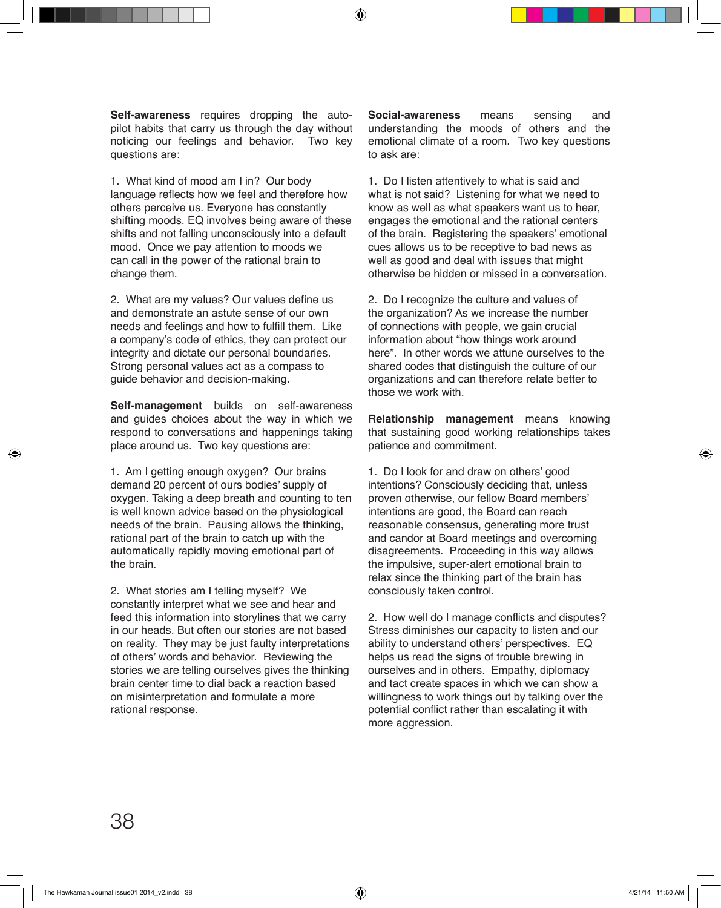**Self-awareness** requires dropping the auto-pilot habits that carry us through the day without noticing our feelings and behavior. Two key questions are:

1. What kind of mood am I in? Our body language reflects how we feel and therefore how others perceive us. Everyone has constantly shifting moods. EQ involves being aware of these shifts and not falling unconsciously into a default mood. Once we pay attention to moods we can call in the power of the rational brain to change them.

2. What are my values? Our values define us and demonstrate an astute sense of our own needs and feelings and how to fulfill them. Like a company's code of ethics, they can protect our integrity and dictate our personal boundaries. Strong personal values act as a compass to guide behavior and decision-making.

**Self-management** builds on self-awareness and guides choices about the way in which we respond to conversations and happenings taking place around us. Two key questions are:

1. Am I getting enough oxygen? Our brains demand 20 percent of ours bodies' supply of oxygen. Taking a deep breath and counting to ten is well known advice based on the physiological needs of the brain. Pausing allows the thinking, rational part of the brain to catch up with the automatically rapidly moving emotional part of the brain.

2. What stories am I telling myself? We constantly interpret what we see and hear and feed this information into storylines that we carry in our heads. But often our stories are not based on reality. They may be just faulty interpretations of others' words and behavior. Reviewing the stories we are telling ourselves gives the thinking brain center time to dial back a reaction based on misinterpretation and formulate a more rational response.

**Social-awareness** means sensing and understanding the moods of others and the emotional climate of a room. Two key questions to ask are:

1. Do I listen attentively to what is said and what is not said? Listening for what we need to know as well as what speakers want us to hear, engages the emotional and the rational centers of the brain. Registering the speakers' emotional cues allows us to be receptive to bad news as well as good and deal with issues that might otherwise be hidden or missed in a conversation.

2. Do I recognize the culture and values of the organization? As we increase the number of connections with people, we gain crucial information about "how things work around here". In other words we attune ourselves to the shared codes that distinguish the culture of our organizations and can therefore relate better to those we work with.

**Relationship management** means knowing that sustaining good working relationships takes patience and commitment.

1. Do I look for and draw on others' good intentions? Consciously deciding that, unless proven otherwise, our fellow Board members' intentions are good, the Board can reach reasonable consensus, generating more trust and candor at Board meetings and overcoming disagreements. Proceeding in this way allows the impulsive, super-alert emotional brain to relax since the thinking part of the brain has consciously taken control.

2. How well do I manage conflicts and disputes? Stress diminishes our capacity to listen and our ability to understand others' perspectives. EQ helps us read the signs of trouble brewing in ourselves and in others. Empathy, diplomacy and tact create spaces in which we can show a willingness to work things out by talking over the potential conflict rather than escalating it with more aggression.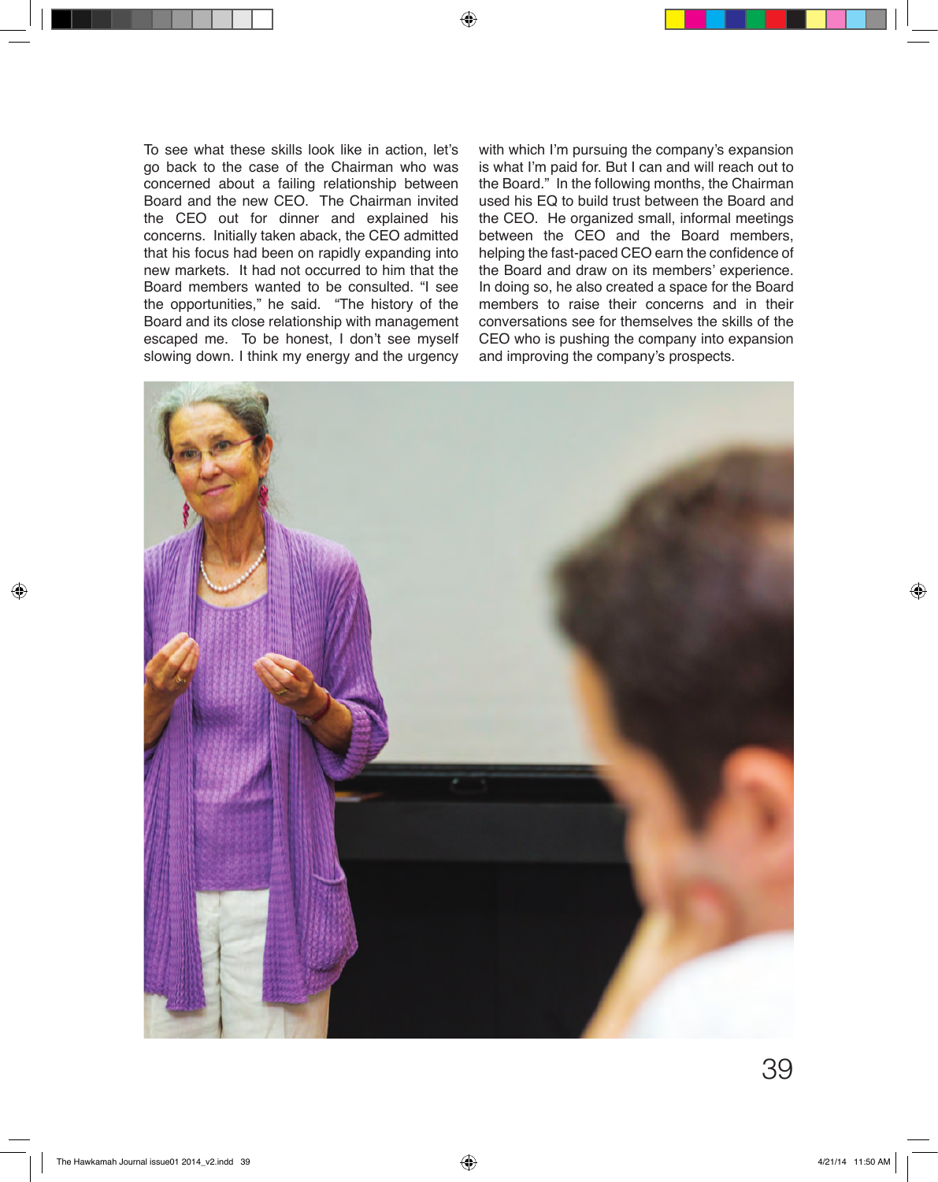To see what these skills look like in action, let's go back to the case of the Chairman who was concerned about a failing relationship between Board and the new CEO. The Chairman invited the CEO out for dinner and explained his concerns. Initially taken aback, the CEO admitted that his focus had been on rapidly expanding into new markets. It had not occurred to him that the Board members wanted to be consulted. "I see the opportunities," he said. "The history of the Board and its close relationship with management escaped me. To be honest, I don't see myself slowing down. I think my energy and the urgency with which I'm pursuing the company's expansion is what I'm paid for. But I can and will reach out to the Board." In the following months, the Chairman used his EQ to build trust between the Board and the CEO. He organized small, informal meetings between the CEO and the Board members, helping the fast-paced CEO earn the confidence of the Board and draw on its members' experience. In doing so, he also created a space for the Board members to raise their concerns and in their conversations see for themselves the skills of the CEO who is pushing the company into expansion and improving the company's prospects.